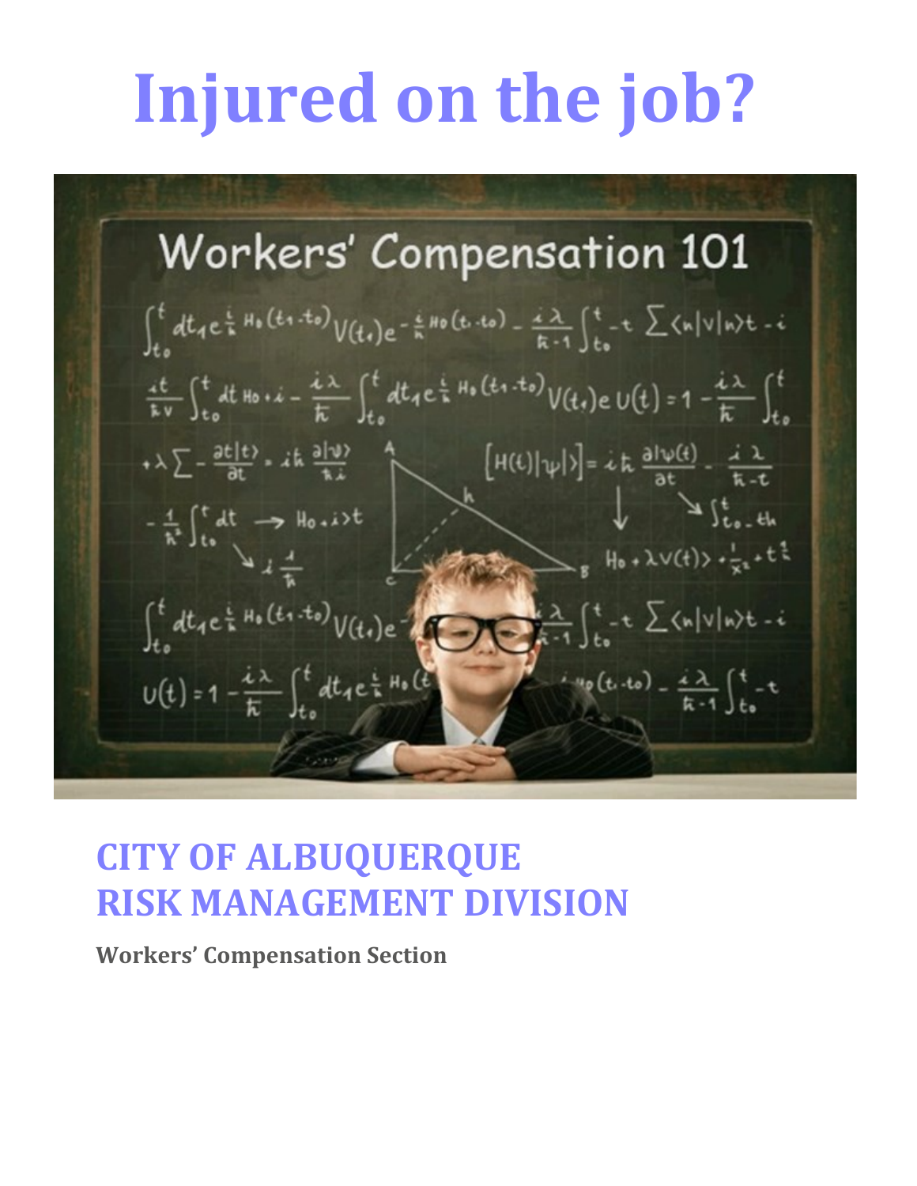# Injured on the job?

## CITY OF ALBUQUERQUE
## RISK MANAGEMENT DIVISION

**Workers' Compensation Section**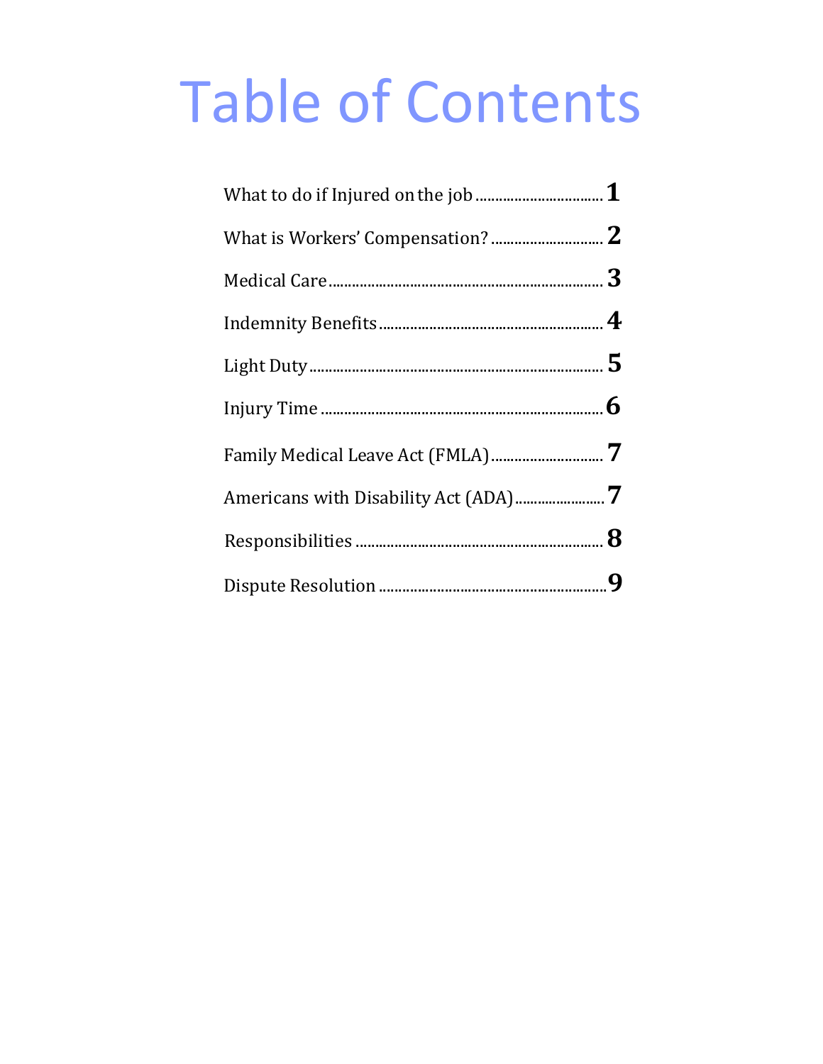# Table of Contents

| | |
|---|---|
| What to do if Injured on the job | **1** |
| What is Workers' Compensation? | **2** |
| Medical Care | **3** |
| Indemnity Benefits | **4** |
| Light Duty | **5** |
| Injury Time | **6** |
| Family Medical Leave Act (FMLA) | **7** |
| Americans with Disability Act (ADA) | **7** |
| Responsibilities | **8** |
| Dispute Resolution | **9** |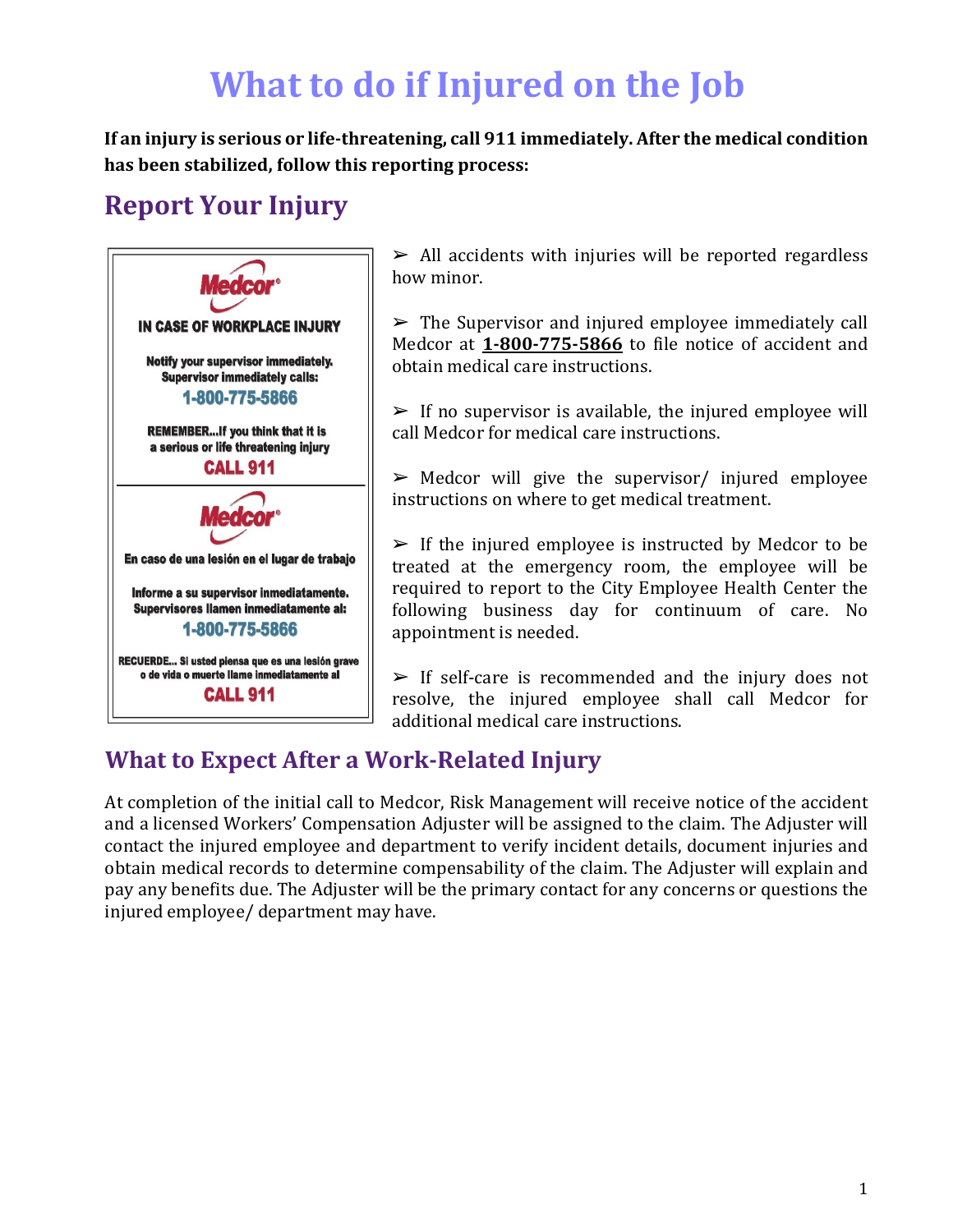# What to do if Injured on the Job

**If an injury is serious or life-threatening, call 911 immediately. After the medical condition has been stabilized, follow this reporting process:**

## Report Your Injury

**Medcor**

**IN CASE OF WORKPLACE INJURY**

**Notify your supervisor immediately. Supervisor immediately calls:**

**1-800-775-5866**

**REMEMBER...If you think that it is a serious or life threatening injury**

**CALL 911**

**Medcor**

**En caso de una lesión en el lugar de trabajo**

**Informe a su supervisor inmediatamente. Supervisores llamen inmediatamente al:**

**1-800-775-5866**

**RECUERDE... Si usted piensa que es una lesión grave o de vida o muerte llame inmediatamente al**

**CALL 911**

- ➢ All accidents with injuries will be reported regardless how minor.
- ➢ The Supervisor and injured employee immediately call Medcor at **1-800-775-5866** to file notice of accident and obtain medical care instructions.
- ➢ If no supervisor is available, the injured employee will call Medcor for medical care instructions.
- ➢ Medcor will give the supervisor/ injured employee instructions on where to get medical treatment.
- ➢ If the injured employee is instructed by Medcor to be treated at the emergency room, the employee will be required to report to the City Employee Health Center the following business day for continuum of care. No appointment is needed.
- ➢ If self-care is recommended and the injury does not resolve, the injured employee shall call Medcor for additional medical care instructions.

## What to Expect After a Work-Related Injury

At completion of the initial call to Medcor, Risk Management will receive notice of the accident and a licensed Workers' Compensation Adjuster will be assigned to the claim. The Adjuster will contact the injured employee and department to verify incident details, document injuries and obtain medical records to determine compensability of the claim. The Adjuster will explain and pay any benefits due. The Adjuster will be the primary contact for any concerns or questions the injured employee/ department may have.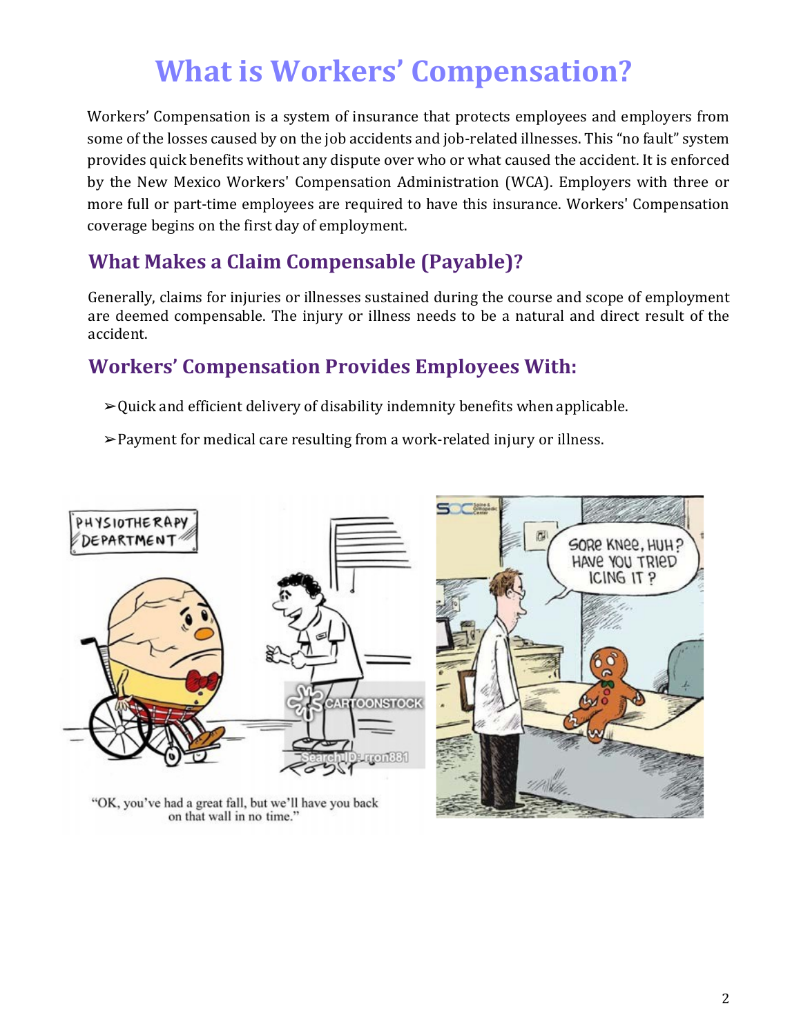# What is Workers' Compensation?

Workers' Compensation is a system of insurance that protects employees and employers from some of the losses caused by on the job accidents and job-related illnesses. This "no fault" system provides quick benefits without any dispute over who or what caused the accident. It is enforced by the New Mexico Workers' Compensation Administration (WCA). Employers with three or more full or part-time employees are required to have this insurance. Workers' Compensation coverage begins on the first day of employment.

## What Makes a Claim Compensable (Payable)?

Generally, claims for injuries or illnesses sustained during the course and scope of employment are deemed compensable. The injury or illness needs to be a natural and direct result of the accident.

## Workers' Compensation Provides Employees With:

- Quick and efficient delivery of disability indemnity benefits when applicable.
- Payment for medical care resulting from a work-related injury or illness.

"OK, you've had a great fall, but we'll have you back on that wall in no time."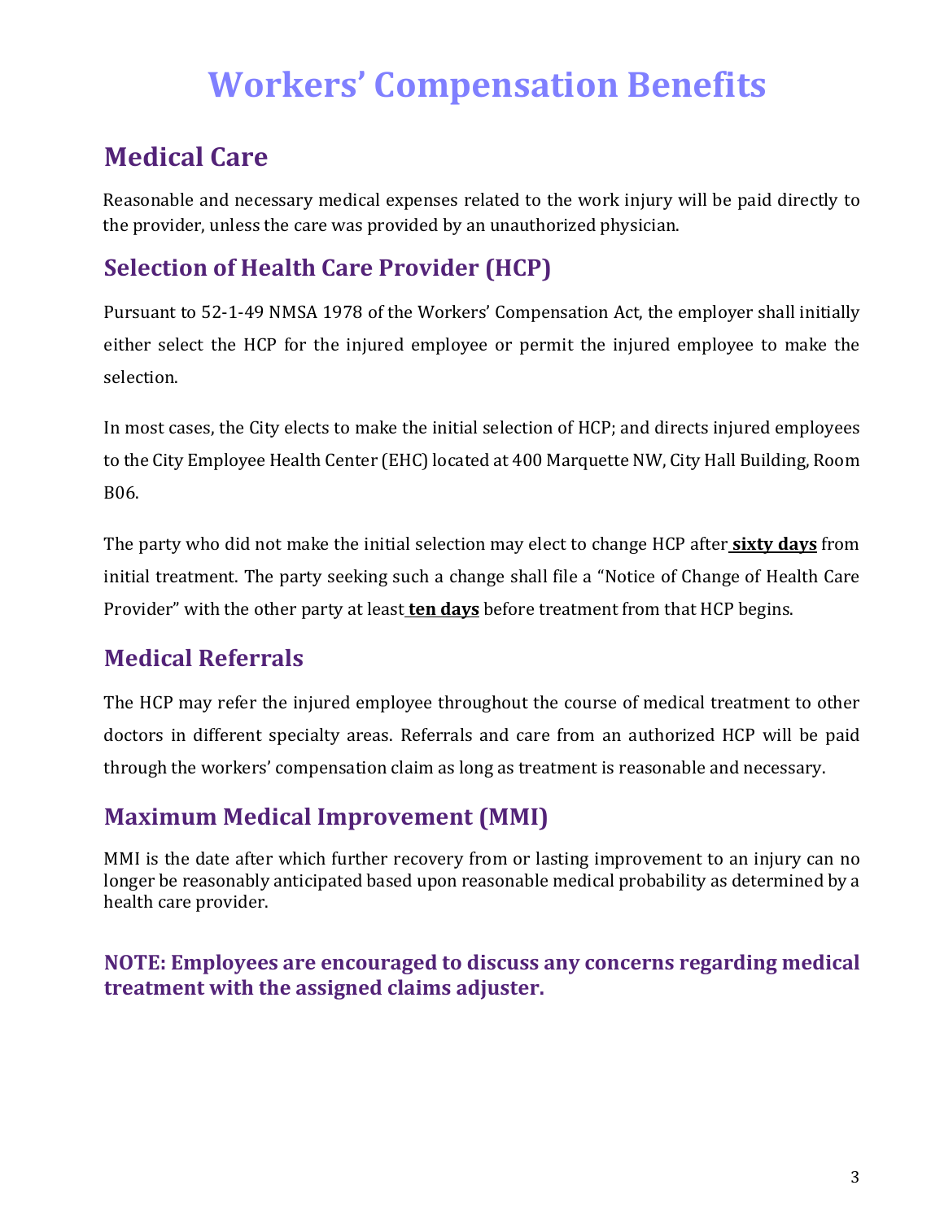# Workers' Compensation Benefits

## Medical Care

Reasonable and necessary medical expenses related to the work injury will be paid directly to the provider, unless the care was provided by an unauthorized physician.

### Selection of Health Care Provider (HCP)

Pursuant to 52-1-49 NMSA 1978 of the Workers' Compensation Act, the employer shall initially either select the HCP for the injured employee or permit the injured employee to make the selection.

In most cases, the City elects to make the initial selection of HCP; and directs injured employees to the City Employee Health Center (EHC) located at 400 Marquette NW, City Hall Building, Room B06.

The party who did not make the initial selection may elect to change HCP after **sixty days** from initial treatment. The party seeking such a change shall file a "Notice of Change of Health Care Provider" with the other party at least **ten days** before treatment from that HCP begins.

### Medical Referrals

The HCP may refer the injured employee throughout the course of medical treatment to other doctors in different specialty areas. Referrals and care from an authorized HCP will be paid through the workers' compensation claim as long as treatment is reasonable and necessary.

### Maximum Medical Improvement (MMI)

MMI is the date after which further recovery from or lasting improvement to an injury can no longer be reasonably anticipated based upon reasonable medical probability as determined by a health care provider.

**NOTE: Employees are encouraged to discuss any concerns regarding medical treatment with the assigned claims adjuster.**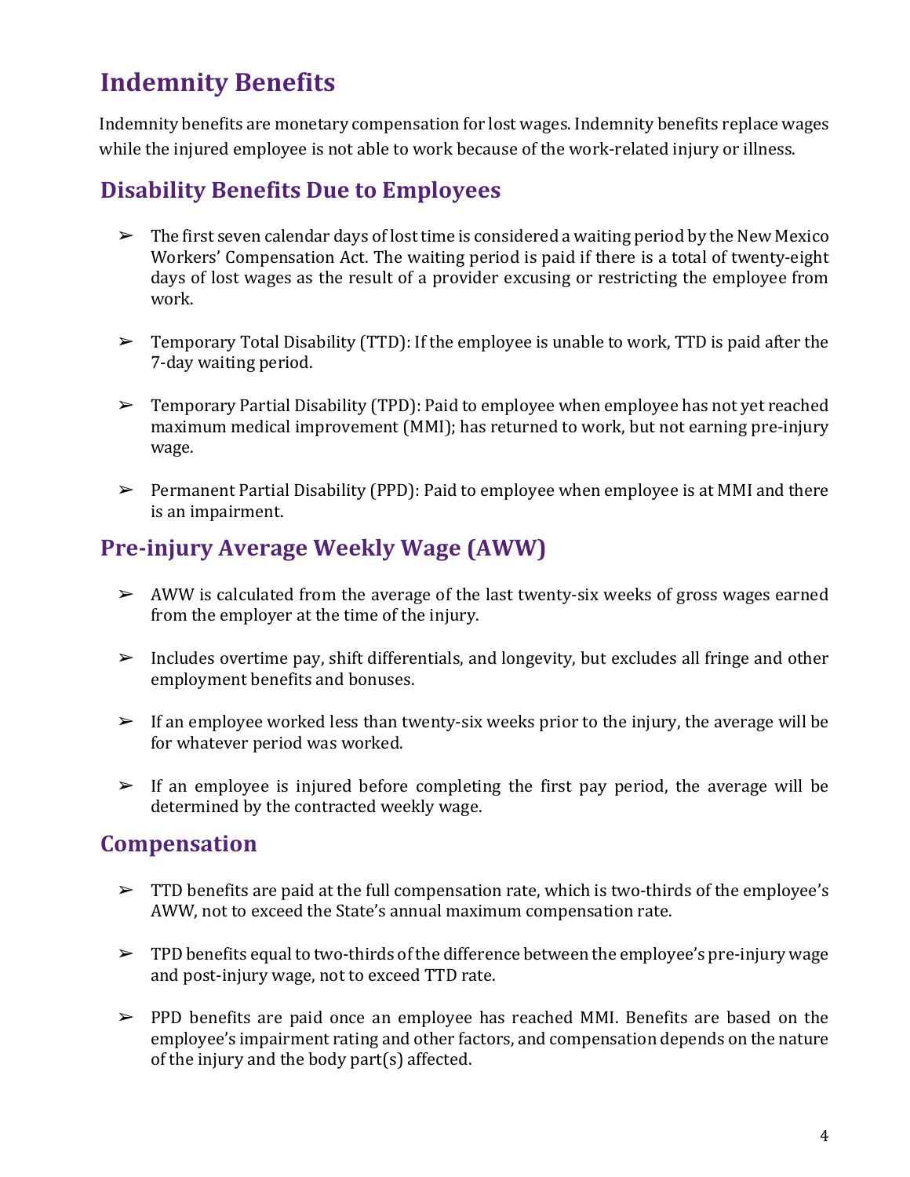# Indemnity Benefits

Indemnity benefits are monetary compensation for lost wages. Indemnity benefits replace wages while the injured employee is not able to work because of the work-related injury or illness.

## Disability Benefits Due to Employees

- The first seven calendar days of lost time is considered a waiting period by the New Mexico Workers' Compensation Act. The waiting period is paid if there is a total of twenty-eight days of lost wages as the result of a provider excusing or restricting the employee from work.

- Temporary Total Disability (TTD): If the employee is unable to work, TTD is paid after the 7-day waiting period.

- Temporary Partial Disability (TPD): Paid to employee when employee has not yet reached maximum medical improvement (MMI); has returned to work, but not earning pre-injury wage.

- Permanent Partial Disability (PPD): Paid to employee when employee is at MMI and there is an impairment.

## Pre-injury Average Weekly Wage (AWW)

- AWW is calculated from the average of the last twenty-six weeks of gross wages earned from the employer at the time of the injury.

- Includes overtime pay, shift differentials, and longevity, but excludes all fringe and other employment benefits and bonuses.

- If an employee worked less than twenty-six weeks prior to the injury, the average will be for whatever period was worked.

- If an employee is injured before completing the first pay period, the average will be determined by the contracted weekly wage.

## Compensation

- TTD benefits are paid at the full compensation rate, which is two-thirds of the employee's AWW, not to exceed the State's annual maximum compensation rate.

- TPD benefits equal to two-thirds of the difference between the employee's pre-injury wage and post-injury wage, not to exceed TTD rate.

- PPD benefits are paid once an employee has reached MMI. Benefits are based on the employee's impairment rating and other factors, and compensation depends on the nature of the injury and the body part(s) affected.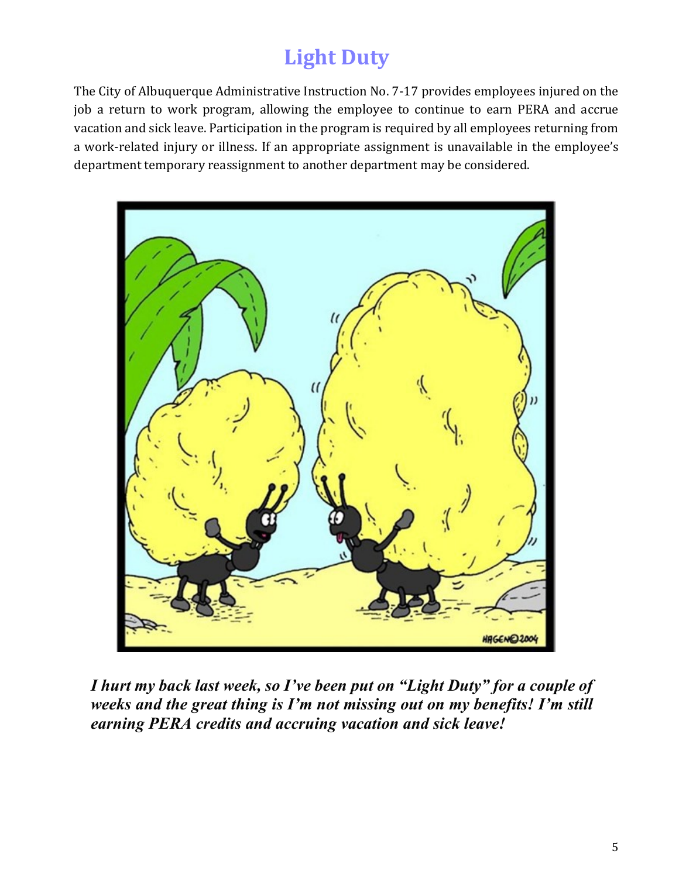# Light Duty

The City of Albuquerque Administrative Instruction No. 7-17 provides employees injured on the job a return to work program, allowing the employee to continue to earn PERA and accrue vacation and sick leave. Participation in the program is required by all employees returning from a work-related injury or illness. If an appropriate assignment is unavailable in the employee's department temporary reassignment to another department may be considered.

***I hurt my back last week, so I've been put on "Light Duty" for a couple of weeks and the great thing is I'm not missing out on my benefits! I'm still earning PERA credits and accruing vacation and sick leave!***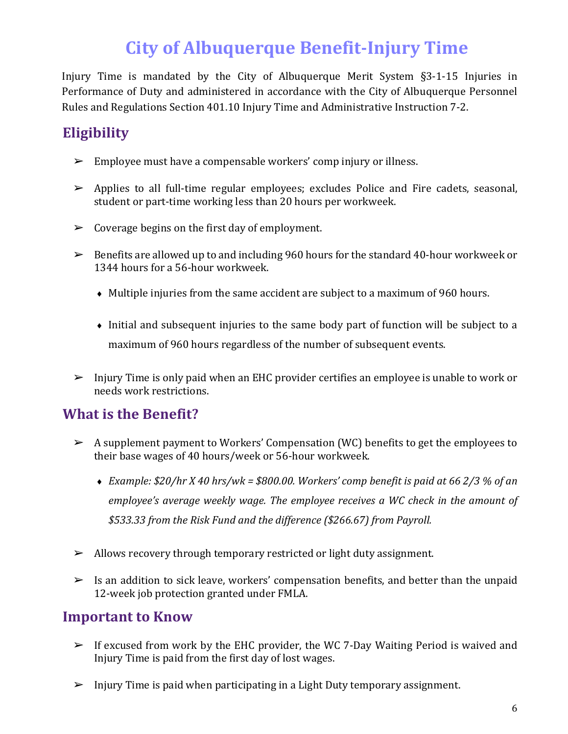# City of Albuquerque Benefit-Injury Time

Injury Time is mandated by the City of Albuquerque Merit System §3-1-15 Injuries in Performance of Duty and administered in accordance with the City of Albuquerque Personnel Rules and Regulations Section 401.10 Injury Time and Administrative Instruction 7-2.

## Eligibility

- Employee must have a compensable workers' comp injury or illness.
- Applies to all full-time regular employees; excludes Police and Fire cadets, seasonal, student or part-time working less than 20 hours per workweek.
- Coverage begins on the first day of employment.
- Benefits are allowed up to and including 960 hours for the standard 40-hour workweek or 1344 hours for a 56-hour workweek.
  - Multiple injuries from the same accident are subject to a maximum of 960 hours.
  - Initial and subsequent injuries to the same body part of function will be subject to a maximum of 960 hours regardless of the number of subsequent events.
- Injury Time is only paid when an EHC provider certifies an employee is unable to work or needs work restrictions.

## What is the Benefit?

- A supplement payment to Workers' Compensation (WC) benefits to get the employees to their base wages of 40 hours/week or 56-hour workweek.
  - *Example: $20/hr X 40 hrs/wk = $800.00. Workers' comp benefit is paid at 66 2/3 % of an employee's average weekly wage. The employee receives a WC check in the amount of $533.33 from the Risk Fund and the difference ($266.67) from Payroll.*
- Allows recovery through temporary restricted or light duty assignment.
- Is an addition to sick leave, workers' compensation benefits, and better than the unpaid 12-week job protection granted under FMLA.

## Important to Know

- If excused from work by the EHC provider, the WC 7-Day Waiting Period is waived and Injury Time is paid from the first day of lost wages.
- Injury Time is paid when participating in a Light Duty temporary assignment.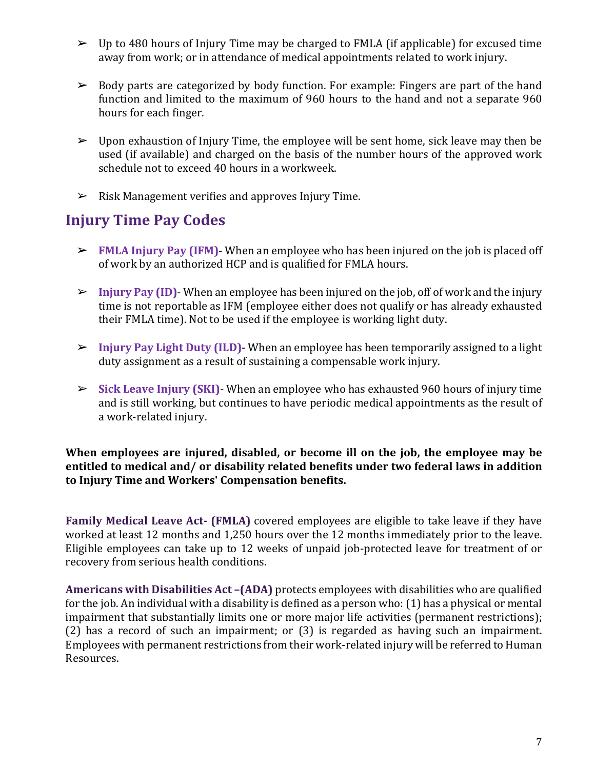- Up to 480 hours of Injury Time may be charged to FMLA (if applicable) for excused time away from work; or in attendance of medical appointments related to work injury.

- Body parts are categorized by body function. For example: Fingers are part of the hand function and limited to the maximum of 960 hours to the hand and not a separate 960 hours for each finger.

- Upon exhaustion of Injury Time, the employee will be sent home, sick leave may then be used (if available) and charged on the basis of the number hours of the approved work schedule not to exceed 40 hours in a workweek.

- Risk Management verifies and approves Injury Time.

## Injury Time Pay Codes

- **FMLA Injury Pay (IFM)**- When an employee who has been injured on the job is placed off of work by an authorized HCP and is qualified for FMLA hours.

- **Injury Pay (ID)**- When an employee has been injured on the job, off of work and the injury time is not reportable as IFM (employee either does not qualify or has already exhausted their FMLA time). Not to be used if the employee is working light duty.

- **Injury Pay Light Duty (ILD)**- When an employee has been temporarily assigned to a light duty assignment as a result of sustaining a compensable work injury.

- **Sick Leave Injury (SKI)**- When an employee who has exhausted 960 hours of injury time and is still working, but continues to have periodic medical appointments as the result of a work-related injury.

**When employees are injured, disabled, or become ill on the job, the employee may be entitled to medical and/ or disability related benefits under two federal laws in addition to Injury Time and Workers' Compensation benefits.**

**Family Medical Leave Act- (FMLA)** covered employees are eligible to take leave if they have worked at least 12 months and 1,250 hours over the 12 months immediately prior to the leave. Eligible employees can take up to 12 weeks of unpaid job-protected leave for treatment of or recovery from serious health conditions.

**Americans with Disabilities Act –(ADA)** protects employees with disabilities who are qualified for the job. An individual with a disability is defined as a person who: (1) has a physical or mental impairment that substantially limits one or more major life activities (permanent restrictions); (2) has a record of such an impairment; or (3) is regarded as having such an impairment. Employees with permanent restrictions from their work-related injury will be referred to Human Resources.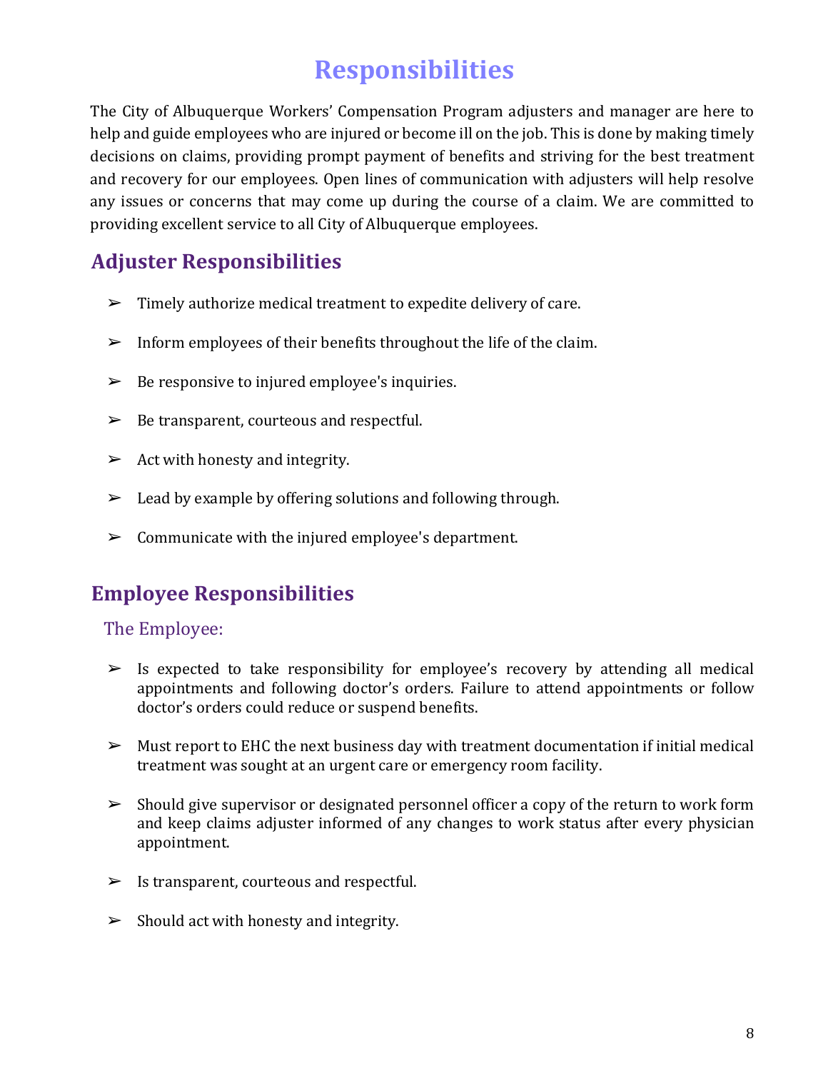# Responsibilities

The City of Albuquerque Workers' Compensation Program adjusters and manager are here to help and guide employees who are injured or become ill on the job. This is done by making timely decisions on claims, providing prompt payment of benefits and striving for the best treatment and recovery for our employees. Open lines of communication with adjusters will help resolve any issues or concerns that may come up during the course of a claim. We are committed to providing excellent service to all City of Albuquerque employees.

## Adjuster Responsibilities

- Timely authorize medical treatment to expedite delivery of care.
- Inform employees of their benefits throughout the life of the claim.
- Be responsive to injured employee's inquiries.
- Be transparent, courteous and respectful.
- Act with honesty and integrity.
- Lead by example by offering solutions and following through.
- Communicate with the injured employee's department.

## Employee Responsibilities

### The Employee:

- Is expected to take responsibility for employee's recovery by attending all medical appointments and following doctor's orders. Failure to attend appointments or follow doctor's orders could reduce or suspend benefits.
- Must report to EHC the next business day with treatment documentation if initial medical treatment was sought at an urgent care or emergency room facility.
- Should give supervisor or designated personnel officer a copy of the return to work form and keep claims adjuster informed of any changes to work status after every physician appointment.
- Is transparent, courteous and respectful.
- Should act with honesty and integrity.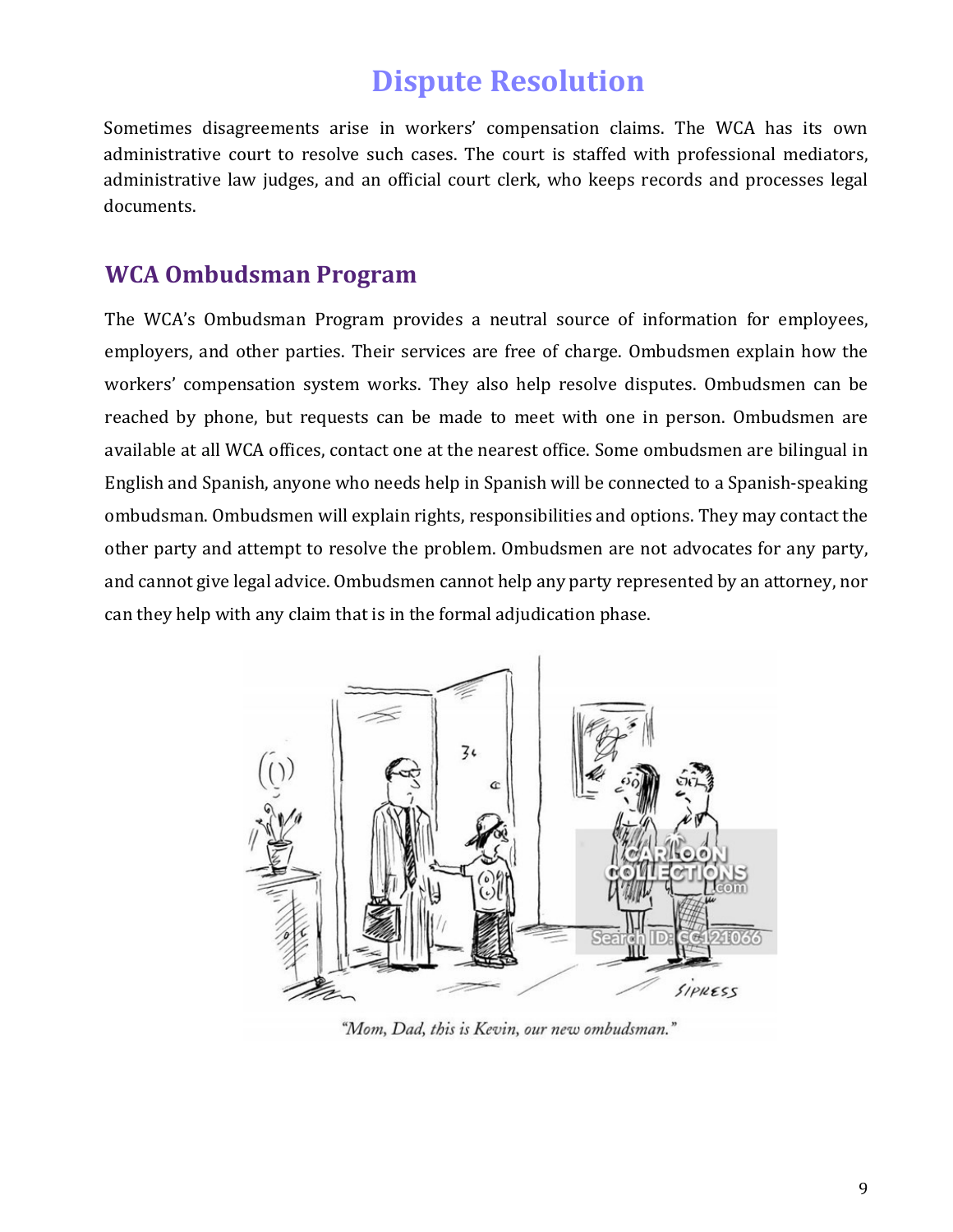# Dispute Resolution

Sometimes disagreements arise in workers' compensation claims. The WCA has its own administrative court to resolve such cases. The court is staffed with professional mediators, administrative law judges, and an official court clerk, who keeps records and processes legal documents.

## WCA Ombudsman Program

The WCA's Ombudsman Program provides a neutral source of information for employees, employers, and other parties. Their services are free of charge. Ombudsmen explain how the workers' compensation system works. They also help resolve disputes. Ombudsmen can be reached by phone, but requests can be made to meet with one in person. Ombudsmen are available at all WCA offices, contact one at the nearest office. Some ombudsmen are bilingual in English and Spanish, anyone who needs help in Spanish will be connected to a Spanish-speaking ombudsman. Ombudsmen will explain rights, responsibilities and options. They may contact the other party and attempt to resolve the problem. Ombudsmen are not advocates for any party, and cannot give legal advice. Ombudsmen cannot help any party represented by an attorney, nor can they help with any claim that is in the formal adjudication phase.

*"Mom, Dad, this is Kevin, our new ombudsman."*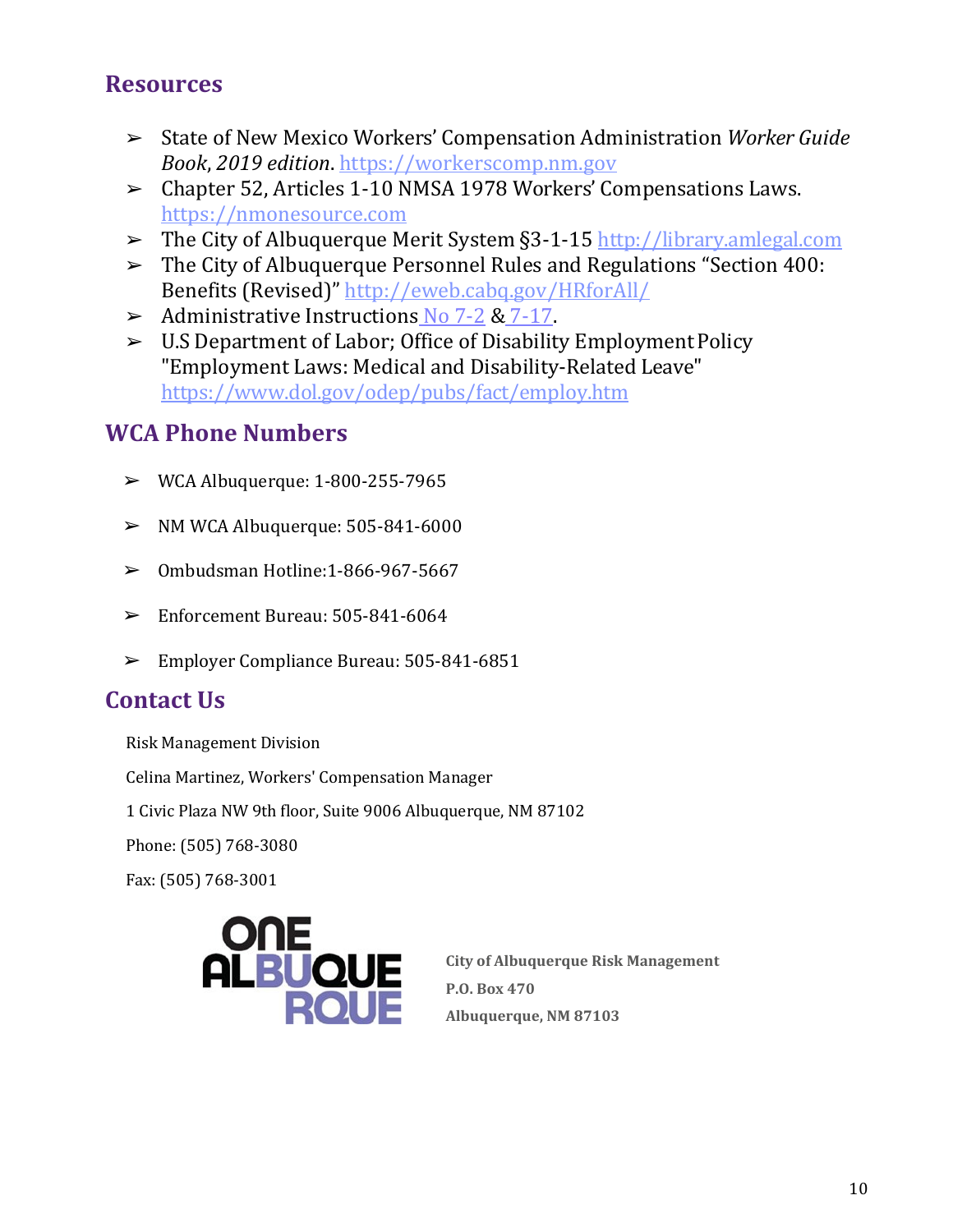## Resources

- State of New Mexico Workers' Compensation Administration *Worker Guide Book*, *2019 edition*. https://workerscomp.nm.gov
- Chapter 52, Articles 1-10 NMSA 1978 Workers' Compensations Laws. https://nmonesource.com
- The City of Albuquerque Merit System §3-1-15 http://library.amlegal.com
- The City of Albuquerque Personnel Rules and Regulations "Section 400: Benefits (Revised)" http://eweb.cabq.gov/HRforAll/
- Administrative Instructions No 7-2 & 7-17.
- U.S Department of Labor; Office of Disability Employment Policy "Employment Laws: Medical and Disability-Related Leave" https://www.dol.gov/odep/pubs/fact/employ.htm

## WCA Phone Numbers

- WCA Albuquerque: 1-800-255-7965
- NM WCA Albuquerque: 505-841-6000
- Ombudsman Hotline:1-866-967-5667
- Enforcement Bureau: 505-841-6064
- Employer Compliance Bureau: 505-841-6851

## Contact Us

Risk Management Division

Celina Martinez, Workers' Compensation Manager

1 Civic Plaza NW 9th floor, Suite 9006 Albuquerque, NM 87102

Phone: (505) 768-3080

Fax: (505) 768-3001

ONE ALBUQUERQUE

**City of Albuquerque Risk Management**
**P.O. Box 470**
**Albuquerque, NM 87103**